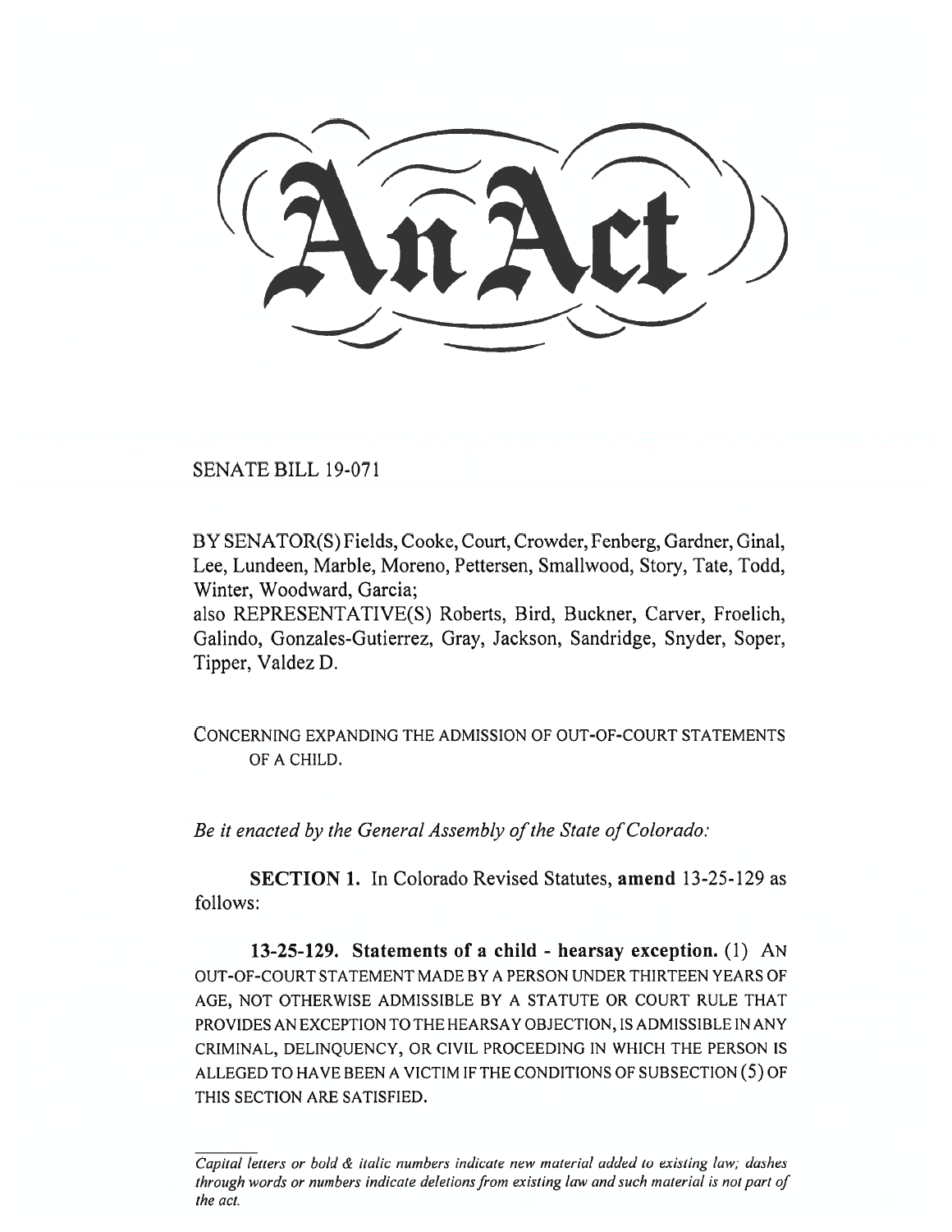# An Act

SENATE BILL 19-071

BY SENATOR(S) Fields, Cooke, Court, Crowder, Fenberg, Gardner, Ginal, Lee, Lundeen, Marble, Moreno, Pettersen, Smallwood, Story, Tate, Todd, Winter, Woodward, Garcia;
also REPRESENTATIVE(S) Roberts, Bird, Buckner, Carver, Froelich, Galindo, Gonzales-Gutierrez, Gray, Jackson, Sandridge, Snyder, Soper, Tipper, Valdez D.

CONCERNING EXPANDING THE ADMISSION OF OUT-OF-COURT STATEMENTS OF A CHILD.

*Be it enacted by the General Assembly of the State of Colorado:*

**SECTION 1.** In Colorado Revised Statutes, **amend** 13-25-129 as follows:

**13-25-129. Statements of a child - hearsay exception.** (1) AN OUT-OF-COURT STATEMENT MADE BY A PERSON UNDER THIRTEEN YEARS OF AGE, NOT OTHERWISE ADMISSIBLE BY A STATUTE OR COURT RULE THAT PROVIDES AN EXCEPTION TO THE HEARSAY OBJECTION, IS ADMISSIBLE IN ANY CRIMINAL, DELINQUENCY, OR CIVIL PROCEEDING IN WHICH THE PERSON IS ALLEGED TO HAVE BEEN A VICTIM IF THE CONDITIONS OF SUBSECTION (5) OF THIS SECTION ARE SATISFIED.

---

*Capital letters or bold & italic numbers indicate new material added to existing law; dashes through words or numbers indicate deletions from existing law and such material is not part of the act.*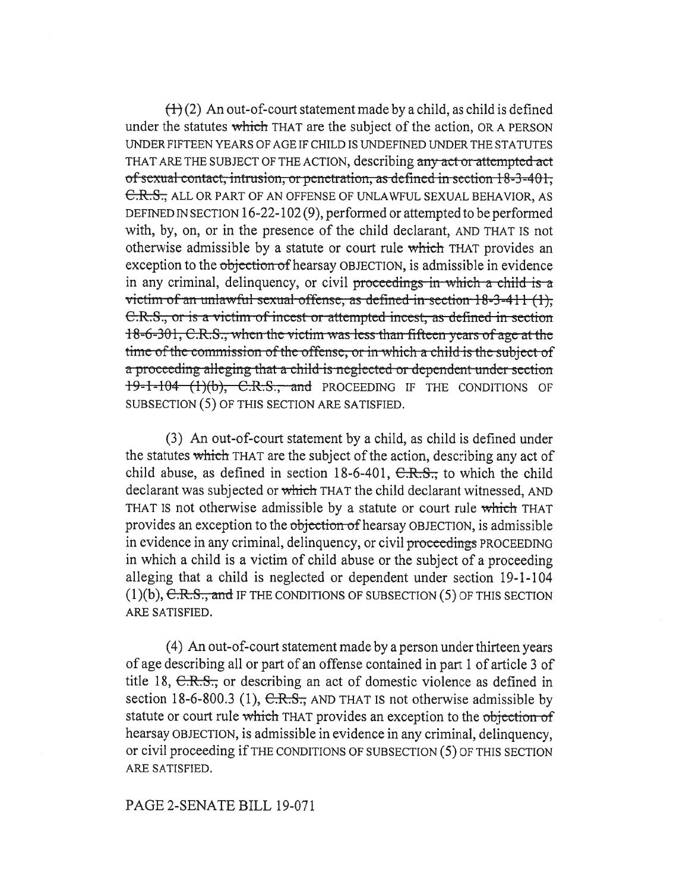~~(1)~~ (2) An out-of-court statement made by a child, as child is defined under the statutes ~~which~~ THAT are the subject of the action, OR A PERSON UNDER FIFTEEN YEARS OF AGE IF CHILD IS UNDEFINED UNDER THE STATUTES THAT ARE THE SUBJECT OF THE ACTION, describing ~~any act or attempted act of sexual contact, intrusion, or penetration, as defined in section 18-3-401, C.R.S.,~~ ALL OR PART OF AN OFFENSE OF UNLAWFUL SEXUAL BEHAVIOR, AS DEFINED IN SECTION 16-22-102 (9), performed or attempted to be performed with, by, on, or in the presence of the child declarant, AND THAT IS not otherwise admissible by a statute or court rule ~~which~~ THAT provides an exception to the ~~objection of~~ hearsay OBJECTION, is admissible in evidence in any criminal, delinquency, or civil ~~proceedings in which a child is a victim of an unlawful sexual offense, as defined in section 18-3-411 (1), C.R.S., or is a victim of incest or attempted incest, as defined in section 18-6-301, C.R.S., when the victim was less than fifteen years of age at the time of the commission of the offense, or in which a child is the subject of a proceeding alleging that a child is neglected or dependent under section 19-1-104 (1)(b), C.R.S., and~~ PROCEEDING IF THE CONDITIONS OF SUBSECTION (5) OF THIS SECTION ARE SATISFIED.

(3) An out-of-court statement by a child, as child is defined under the statutes ~~which~~ THAT are the subject of the action, describing any act of child abuse, as defined in section 18-6-401, ~~C.R.S.,~~ to which the child declarant was subjected or ~~which~~ THAT the child declarant witnessed, AND THAT IS not otherwise admissible by a statute or court rule ~~which~~ THAT provides an exception to the ~~objection of~~ hearsay OBJECTION, is admissible in evidence in any criminal, delinquency, or civil ~~proceedings~~ PROCEEDING in which a child is a victim of child abuse or the subject of a proceeding alleging that a child is neglected or dependent under section 19-1-104 (1)(b), ~~C.R.S., and~~ IF THE CONDITIONS OF SUBSECTION (5) OF THIS SECTION ARE SATISFIED.

(4) An out-of-court statement made by a person under thirteen years of age describing all or part of an offense contained in part 1 of article 3 of title 18, ~~C.R.S.,~~ or describing an act of domestic violence as defined in section 18-6-800.3 (1), ~~C.R.S.,~~ AND THAT IS not otherwise admissible by statute or court rule ~~which~~ THAT provides an exception to the ~~objection of~~ hearsay OBJECTION, is admissible in evidence in any criminal, delinquency, or civil proceeding if THE CONDITIONS OF SUBSECTION (5) OF THIS SECTION ARE SATISFIED.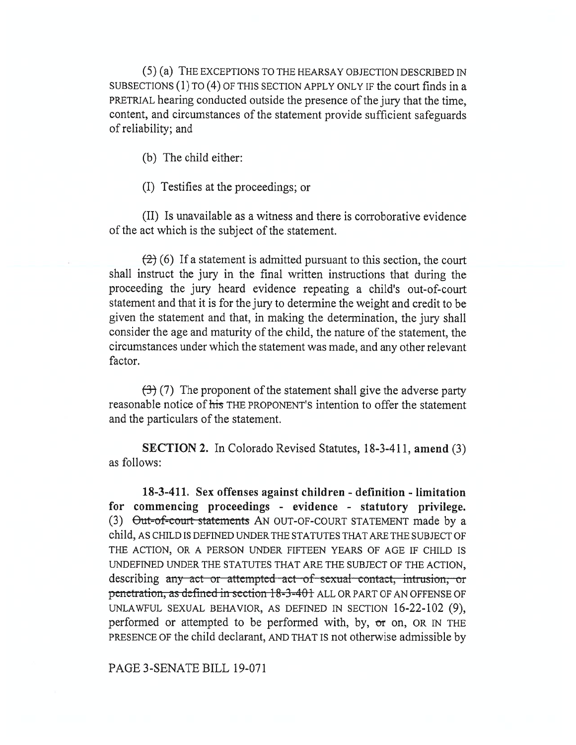(5) (a) THE EXCEPTIONS TO THE HEARSAY OBJECTION DESCRIBED IN SUBSECTIONS (1) TO (4) OF THIS SECTION APPLY ONLY IF the court finds in a PRETRIAL hearing conducted outside the presence of the jury that the time, content, and circumstances of the statement provide sufficient safeguards of reliability; and

(b) The child either:

(I) Testifies at the proceedings; or

(II) Is unavailable as a witness and there is corroborative evidence of the act which is the subject of the statement.

~~(2)~~ (6) If a statement is admitted pursuant to this section, the court shall instruct the jury in the final written instructions that during the proceeding the jury heard evidence repeating a child's out-of-court statement and that it is for the jury to determine the weight and credit to be given the statement and that, in making the determination, the jury shall consider the age and maturity of the child, the nature of the statement, the circumstances under which the statement was made, and any other relevant factor.

~~(3)~~ (7) The proponent of the statement shall give the adverse party reasonable notice of ~~his~~ THE PROPONENT'S intention to offer the statement and the particulars of the statement.

**SECTION 2.** In Colorado Revised Statutes, 18-3-411, **amend** (3) as follows:

**18-3-411. Sex offenses against children - definition - limitation for commencing proceedings - evidence - statutory privilege.** (3) ~~Out-of-court statements~~ AN OUT-OF-COURT STATEMENT made by a child, AS CHILD IS DEFINED UNDER THE STATUTES THAT ARE THE SUBJECT OF THE ACTION, OR A PERSON UNDER FIFTEEN YEARS OF AGE IF CHILD IS UNDEFINED UNDER THE STATUTES THAT ARE THE SUBJECT OF THE ACTION, describing ~~any act or attempted act of sexual contact, intrusion, or penetration, as defined in section 18-3-401~~ ALL OR PART OF AN OFFENSE OF UNLAWFUL SEXUAL BEHAVIOR, AS DEFINED IN SECTION 16-22-102 (9), performed or attempted to be performed with, by, ~~or~~ on, OR IN THE PRESENCE OF the child declarant, AND THAT IS not otherwise admissible by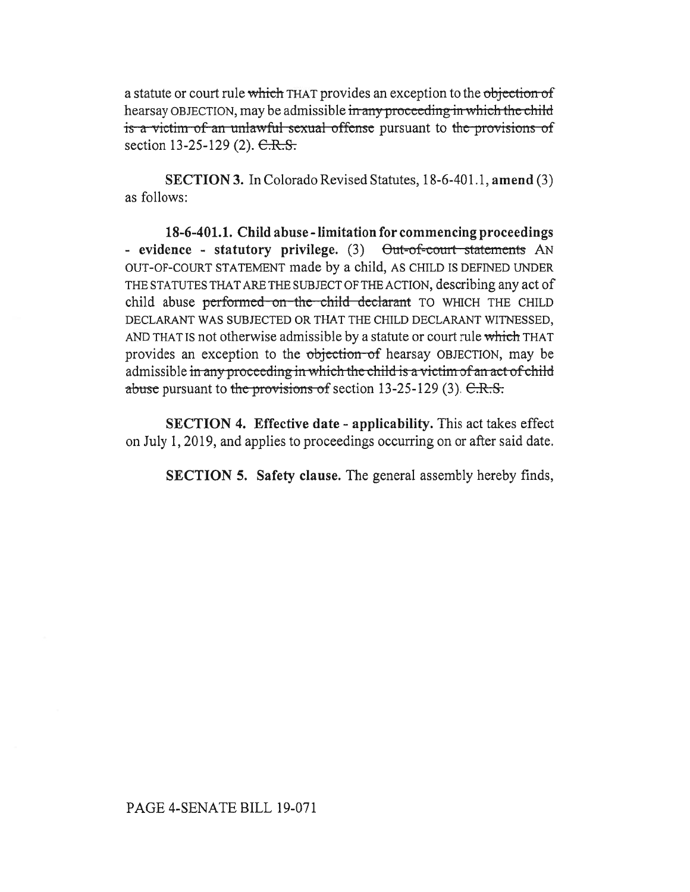a statute or court rule ~~which~~ THAT provides an exception to the ~~objection of~~ hearsay OBJECTION, may be admissible ~~in any proceeding in which the child is a victim of an unlawful sexual offense~~ pursuant to ~~the provisions of~~ section 13-25-129 (2). ~~C.R.S.~~

**SECTION 3.** In Colorado Revised Statutes, 18-6-401.1, **amend** (3) as follows:

**18-6-401.1. Child abuse - limitation for commencing proceedings - evidence - statutory privilege.** (3) ~~Out-of-court statements~~ AN OUT-OF-COURT STATEMENT made by a child, AS CHILD IS DEFINED UNDER THE STATUTES THAT ARE THE SUBJECT OF THE ACTION, describing any act of child abuse ~~performed on the child declarant~~ TO WHICH THE CHILD DECLARANT WAS SUBJECTED OR THAT THE CHILD DECLARANT WITNESSED, AND THAT IS not otherwise admissible by a statute or court rule ~~which~~ THAT provides an exception to the ~~objection of~~ hearsay OBJECTION, may be admissible ~~in any proceeding in which the child is a victim of an act of child abuse~~ pursuant to ~~the provisions of~~ section 13-25-129 (3). ~~C.R.S.~~

**SECTION 4. Effective date - applicability.** This act takes effect on July 1, 2019, and applies to proceedings occurring on or after said date.

**SECTION 5. Safety clause.** The general assembly hereby finds,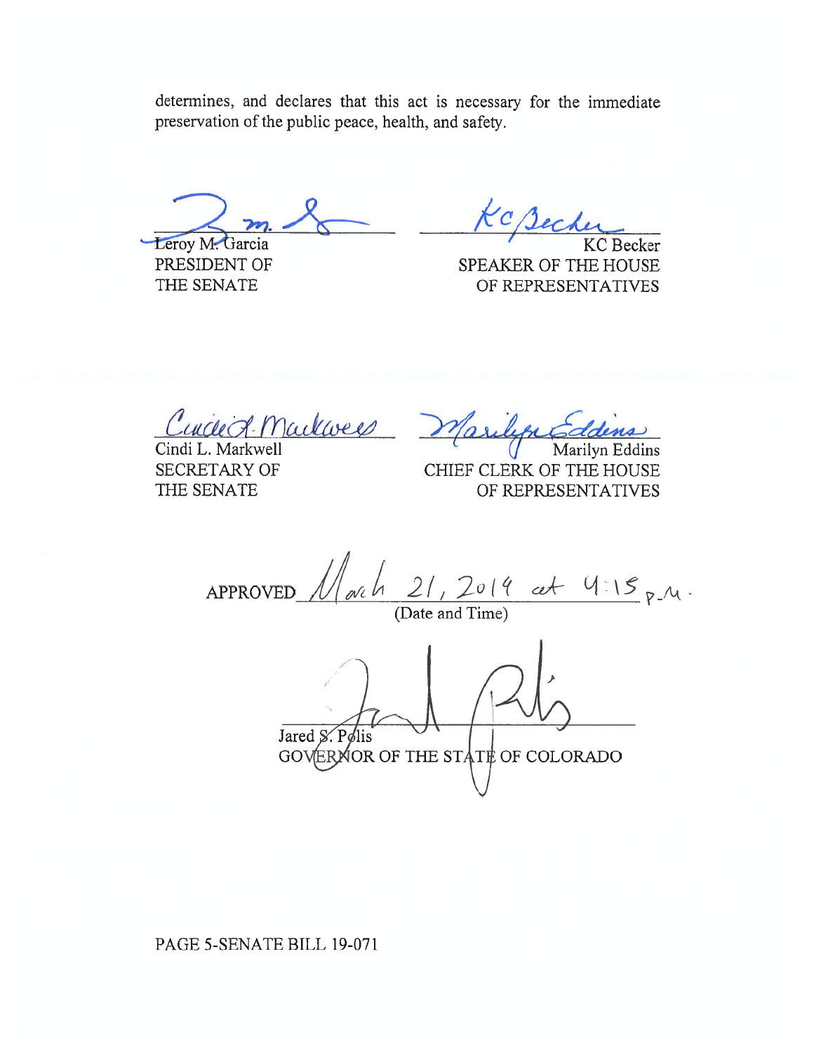determines, and declares that this act is necessary for the immediate preservation of the public peace, health, and safety.

Leroy M. Garcia
PRESIDENT OF
THE SENATE

KC Becker
SPEAKER OF THE HOUSE
OF REPRESENTATIVES

Cindi L. Markwell
SECRETARY OF
THE SENATE

Marilyn Eddins
CHIEF CLERK OF THE HOUSE
OF REPRESENTATIVES

APPROVED March 21, 2019 at 4:15 p.m.
(Date and Time)

Jared S. Polis
GOVERNOR OF THE STATE OF COLORADO

PAGE 5-SENATE BILL 19-071